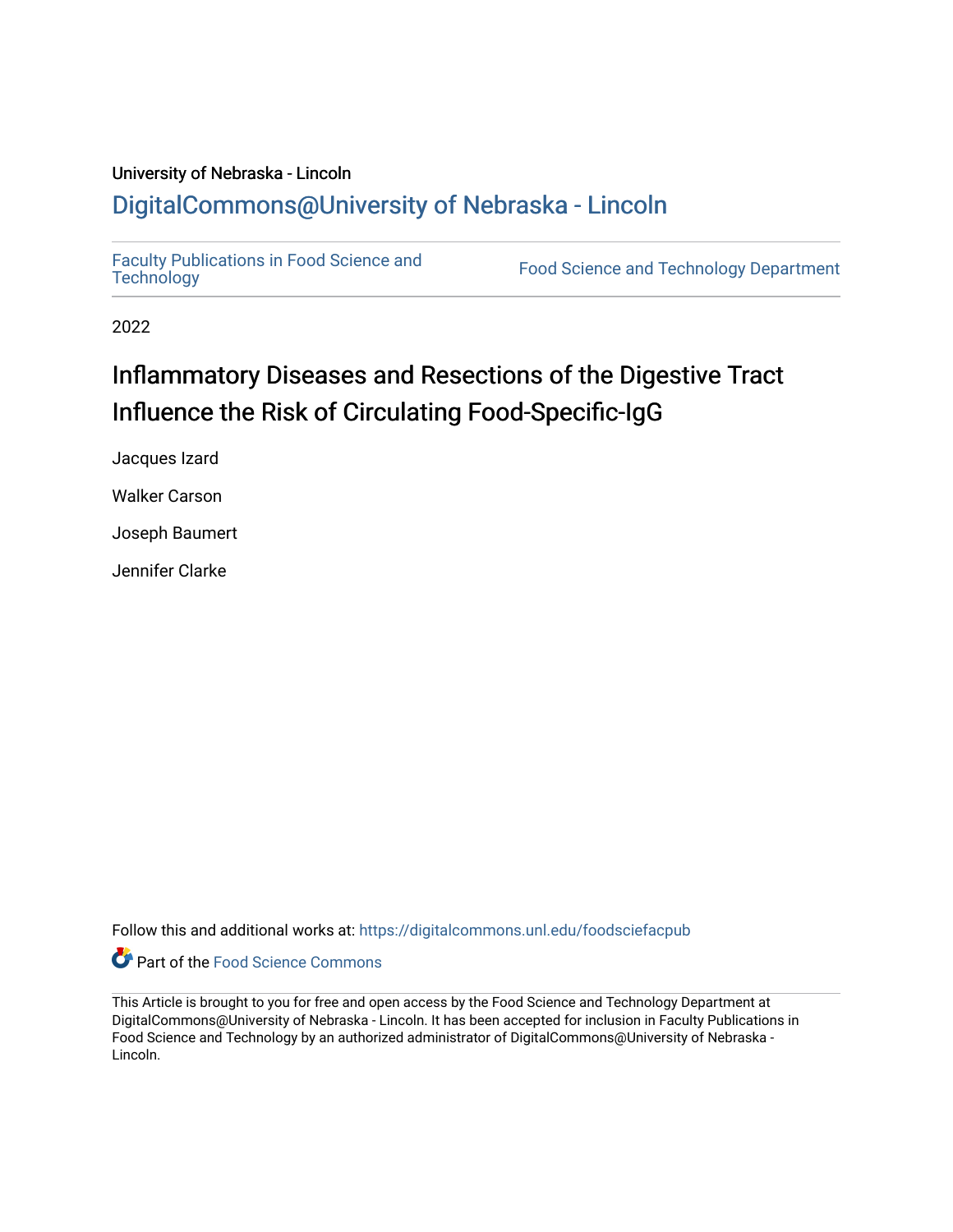University of Nebraska - Lincoln

DigitalCommons@University of Nebraska - Lincoln

Faculty Publications in Food Science and Technology

Food Science and Technology Department

2022

# Inflammatory Diseases and Resections of the Digestive Tract Influence the Risk of Circulating Food-Specific-IgG

Jacques Izard

Walker Carson

Joseph Baumert

Jennifer Clarke

Follow this and additional works at: https://digitalcommons.unl.edu/foodsciefacpub

Part of the Food Science Commons

This Article is brought to you for free and open access by the Food Science and Technology Department at DigitalCommons@University of Nebraska - Lincoln. It has been accepted for inclusion in Faculty Publications in Food Science and Technology by an authorized administrator of DigitalCommons@University of Nebraska - Lincoln.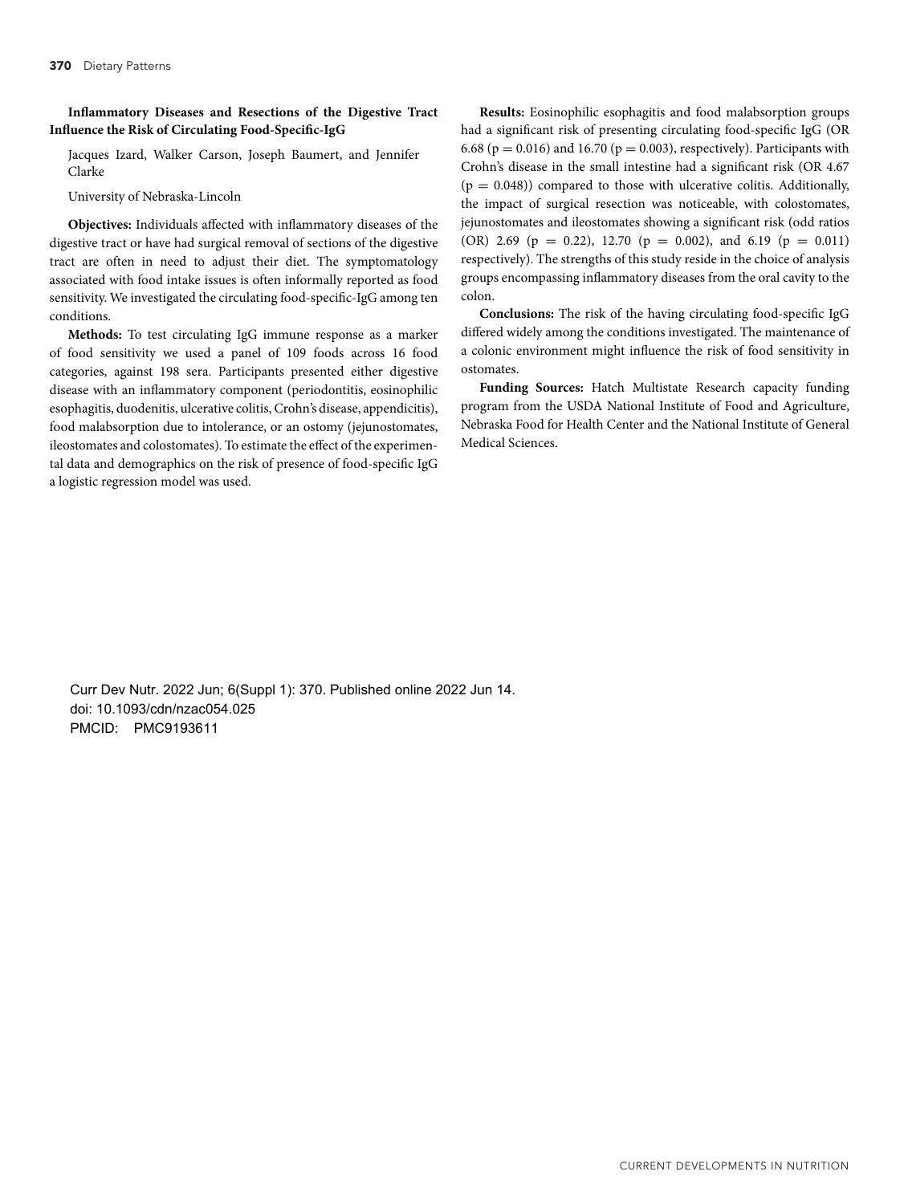## Inflammatory Diseases and Resections of the Digestive Tract Influence the Risk of Circulating Food-Specific-IgG

Jacques Izard, Walker Carson, Joseph Baumert, and Jennifer Clarke

University of Nebraska-Lincoln

**Objectives:** Individuals affected with inflammatory diseases of the digestive tract or have had surgical removal of sections of the digestive tract are often in need to adjust their diet. The symptomatology associated with food intake issues is often informally reported as food sensitivity. We investigated the circulating food-specific-IgG among ten conditions.

**Methods:** To test circulating IgG immune response as a marker of food sensitivity we used a panel of 109 foods across 16 food categories, against 198 sera. Participants presented either digestive disease with an inflammatory component (periodontitis, eosinophilic esophagitis, duodenitis, ulcerative colitis, Crohn's disease, appendicitis), food malabsorption due to intolerance, or an ostomy (jejunostomates, ileostomates and colostomates). To estimate the effect of the experimental data and demographics on the risk of presence of food-specific IgG a logistic regression model was used.

**Results:** Eosinophilic esophagitis and food malabsorption groups had a significant risk of presenting circulating food-specific IgG (OR 6.68 ($p = 0.016$) and 16.70 ($p = 0.003$), respectively). Participants with Crohn's disease in the small intestine had a significant risk (OR 4.67 ($p = 0.048$)) compared to those with ulcerative colitis. Additionally, the impact of surgical resection was noticeable, with colostomates, jejunostomates and ileostomates showing a significant risk (odd ratios (OR) 2.69 ($p = 0.22$), 12.70 ($p = 0.002$), and 6.19 ($p = 0.011$) respectively). The strengths of this study reside in the choice of analysis groups encompassing inflammatory diseases from the oral cavity to the colon.

**Conclusions:** The risk of the having circulating food-specific IgG differed widely among the conditions investigated. The maintenance of a colonic environment might influence the risk of food sensitivity in ostomates.

**Funding Sources:** Hatch Multistate Research capacity funding program from the USDA National Institute of Food and Agriculture, Nebraska Food for Health Center and the National Institute of General Medical Sciences.

Curr Dev Nutr. 2022 Jun; 6(Suppl 1): 370. Published online 2022 Jun 14.
doi: 10.1093/cdn/nzac054.025
PMCID: PMC9193611